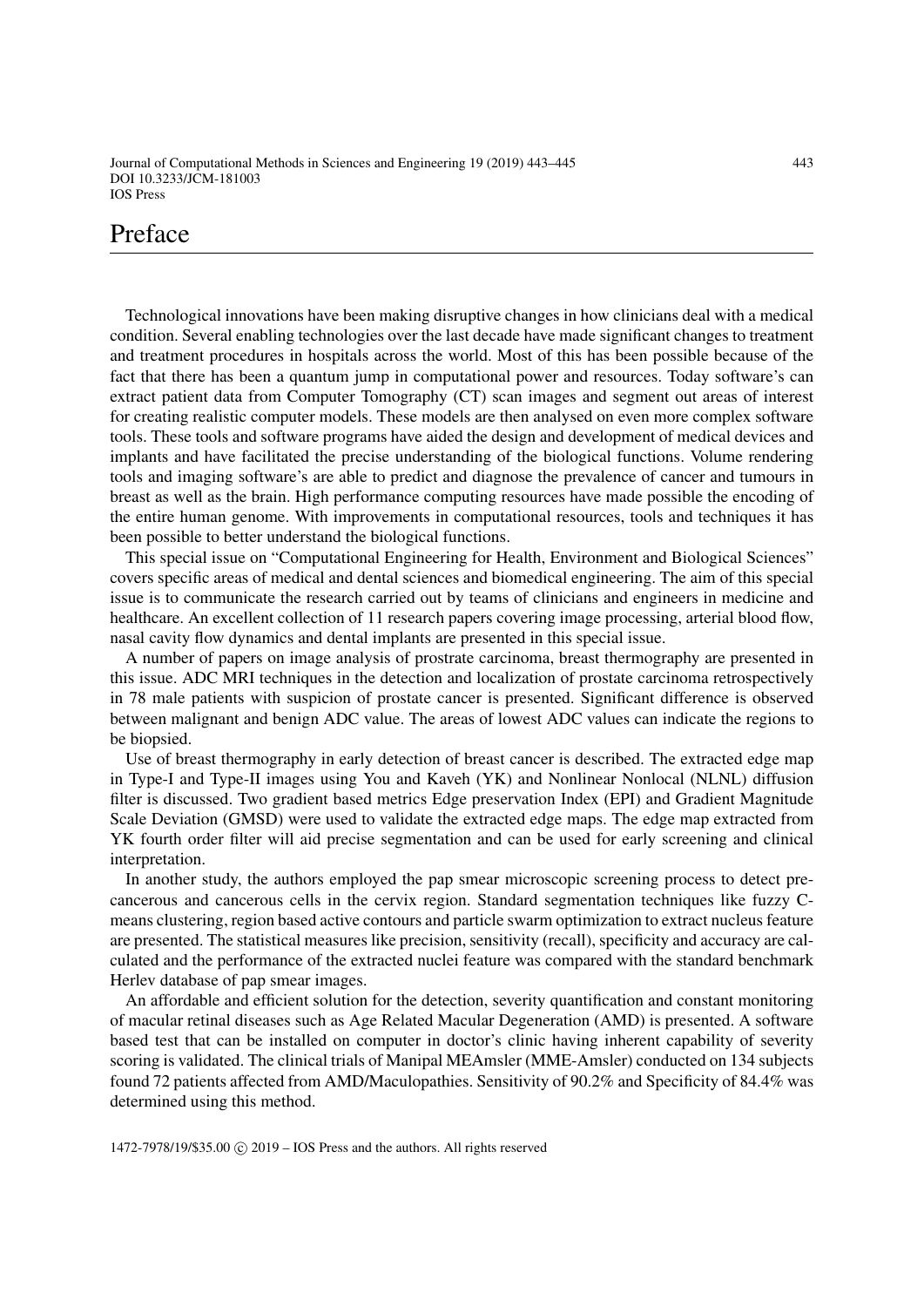# Preface

Technological innovations have been making disruptive changes in how clinicians deal with a medical condition. Several enabling technologies over the last decade have made significant changes to treatment and treatment procedures in hospitals across the world. Most of this has been possible because of the fact that there has been a quantum jump in computational power and resources. Today software's can extract patient data from Computer Tomography (CT) scan images and segment out areas of interest for creating realistic computer models. These models are then analysed on even more complex software tools. These tools and software programs have aided the design and development of medical devices and implants and have facilitated the precise understanding of the biological functions. Volume rendering tools and imaging software's are able to predict and diagnose the prevalence of cancer and tumours in breast as well as the brain. High performance computing resources have made possible the encoding of the entire human genome. With improvements in computational resources, tools and techniques it has been possible to better understand the biological functions.

This special issue on "Computational Engineering for Health, Environment and Biological Sciences" covers specific areas of medical and dental sciences and biomedical engineering. The aim of this special issue is to communicate the research carried out by teams of clinicians and engineers in medicine and healthcare. An excellent collection of 11 research papers covering image processing, arterial blood flow, nasal cavity flow dynamics and dental implants are presented in this special issue.

A number of papers on image analysis of prostrate carcinoma, breast thermography are presented in this issue. ADC MRI techniques in the detection and localization of prostate carcinoma retrospectively in 78 male patients with suspicion of prostate cancer is presented. Significant difference is observed between malignant and benign ADC value. The areas of lowest ADC values can indicate the regions to be biopsied.

Use of breast thermography in early detection of breast cancer is described. The extracted edge map in Type-I and Type-II images using You and Kaveh (YK) and Nonlinear Nonlocal (NLNL) diffusion filter is discussed. Two gradient based metrics Edge preservation Index (EPI) and Gradient Magnitude Scale Deviation (GMSD) were used to validate the extracted edge maps. The edge map extracted from YK fourth order filter will aid precise segmentation and can be used for early screening and clinical interpretation.

In another study, the authors employed the pap smear microscopic screening process to detect pre-cancerous and cancerous cells in the cervix region. Standard segmentation techniques like fuzzy C-means clustering, region based active contours and particle swarm optimization to extract nucleus feature are presented. The statistical measures like precision, sensitivity (recall), specificity and accuracy are calculated and the performance of the extracted nuclei feature was compared with the standard benchmark Herlev database of pap smear images.

An affordable and efficient solution for the detection, severity quantification and constant monitoring of macular retinal diseases such as Age Related Macular Degeneration (AMD) is presented. A software based test that can be installed on computer in doctor's clinic having inherent capability of severity scoring is validated. The clinical trials of Manipal MEAmsler (MME-Amsler) conducted on 134 subjects found 72 patients affected from AMD/Maculopathies. Sensitivity of 90.2% and Specificity of 84.4% was determined using this method.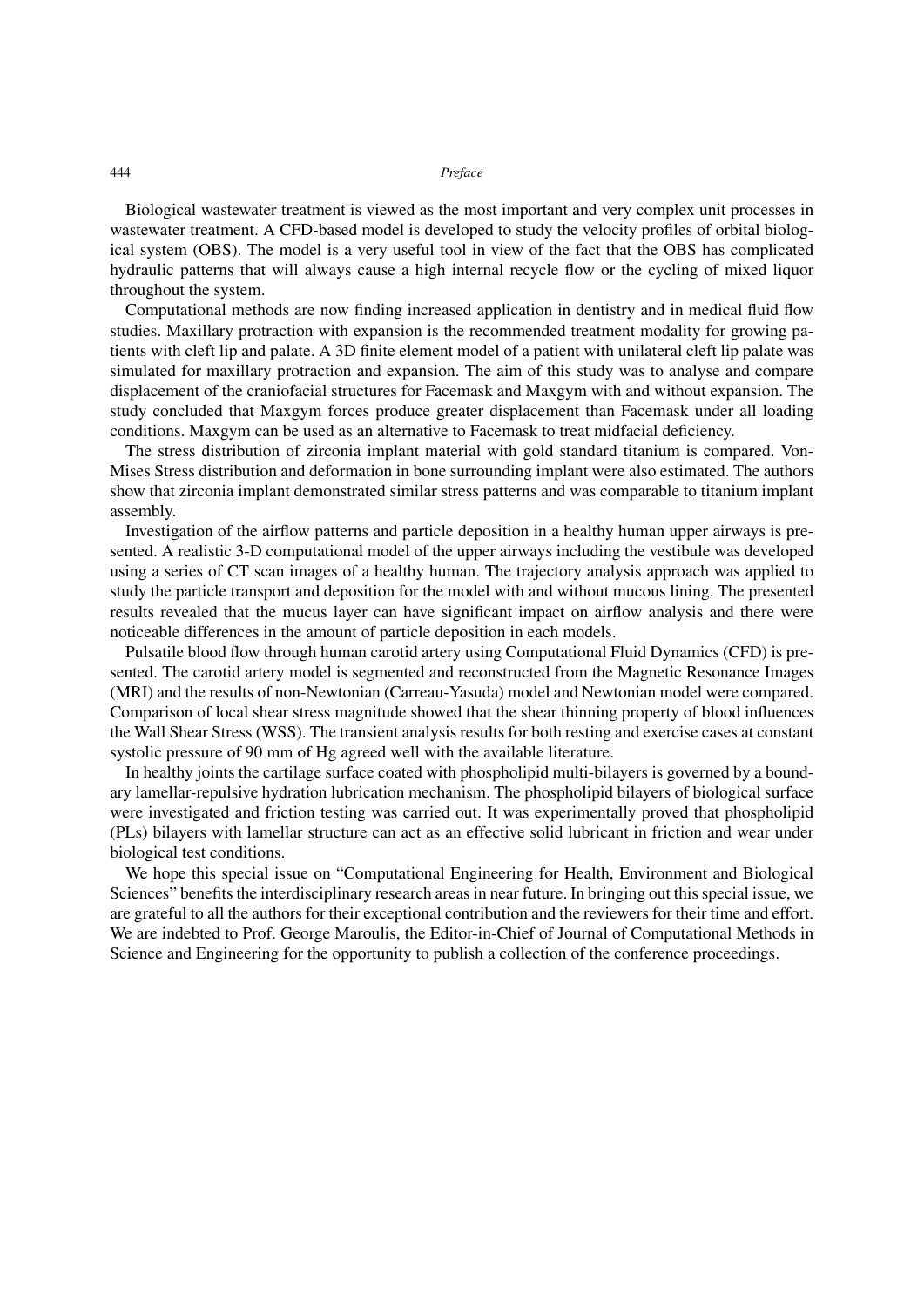Biological wastewater treatment is viewed as the most important and very complex unit processes in wastewater treatment. A CFD-based model is developed to study the velocity profiles of orbital biological system (OBS). The model is a very useful tool in view of the fact that the OBS has complicated hydraulic patterns that will always cause a high internal recycle flow or the cycling of mixed liquor throughout the system.

Computational methods are now finding increased application in dentistry and in medical fluid flow studies. Maxillary protraction with expansion is the recommended treatment modality for growing patients with cleft lip and palate. A 3D finite element model of a patient with unilateral cleft lip palate was simulated for maxillary protraction and expansion. The aim of this study was to analyse and compare displacement of the craniofacial structures for Facemask and Maxgym with and without expansion. The study concluded that Maxgym forces produce greater displacement than Facemask under all loading conditions. Maxgym can be used as an alternative to Facemask to treat midfacial deficiency.

The stress distribution of zirconia implant material with gold standard titanium is compared. Von-Mises Stress distribution and deformation in bone surrounding implant were also estimated. The authors show that zirconia implant demonstrated similar stress patterns and was comparable to titanium implant assembly.

Investigation of the airflow patterns and particle deposition in a healthy human upper airways is presented. A realistic 3-D computational model of the upper airways including the vestibule was developed using a series of CT scan images of a healthy human. The trajectory analysis approach was applied to study the particle transport and deposition for the model with and without mucous lining. The presented results revealed that the mucus layer can have significant impact on airflow analysis and there were noticeable differences in the amount of particle deposition in each models.

Pulsatile blood flow through human carotid artery using Computational Fluid Dynamics (CFD) is presented. The carotid artery model is segmented and reconstructed from the Magnetic Resonance Images (MRI) and the results of non-Newtonian (Carreau-Yasuda) model and Newtonian model were compared. Comparison of local shear stress magnitude showed that the shear thinning property of blood influences the Wall Shear Stress (WSS). The transient analysis results for both resting and exercise cases at constant systolic pressure of 90 mm of Hg agreed well with the available literature.

In healthy joints the cartilage surface coated with phospholipid multi-bilayers is governed by a boundary lamellar-repulsive hydration lubrication mechanism. The phospholipid bilayers of biological surface were investigated and friction testing was carried out. It was experimentally proved that phospholipid (PLs) bilayers with lamellar structure can act as an effective solid lubricant in friction and wear under biological test conditions.

We hope this special issue on "Computational Engineering for Health, Environment and Biological Sciences" benefits the interdisciplinary research areas in near future. In bringing out this special issue, we are grateful to all the authors for their exceptional contribution and the reviewers for their time and effort. We are indebted to Prof. George Maroulis, the Editor-in-Chief of Journal of Computational Methods in Science and Engineering for the opportunity to publish a collection of the conference proceedings.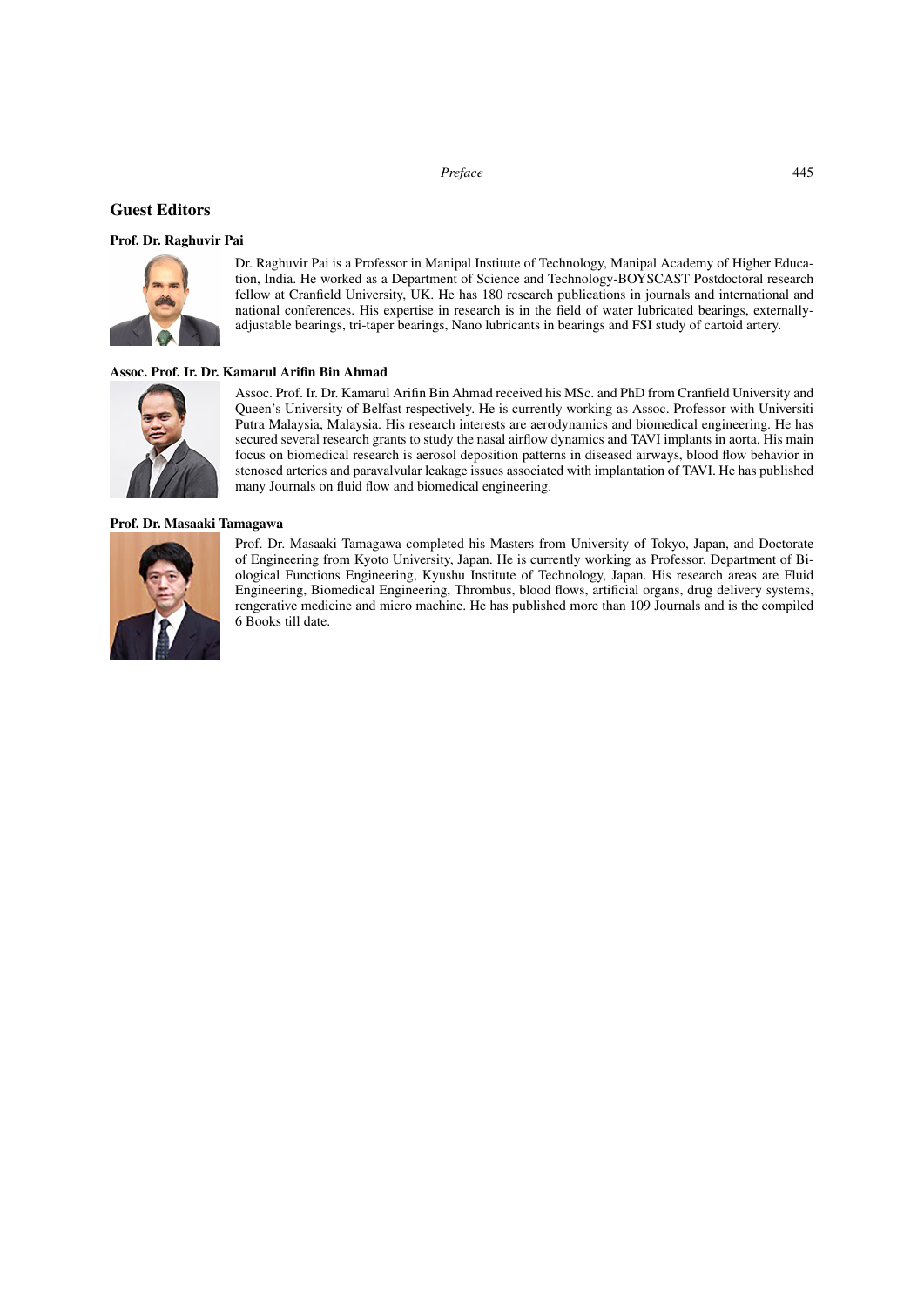## Guest Editors

### Prof. Dr. Raghuvir Pai

Dr. Raghuvir Pai is a Professor in Manipal Institute of Technology, Manipal Academy of Higher Education, India. He worked as a Department of Science and Technology-BOYSCAST Postdoctoral research fellow at Cranfield University, UK. He has 180 research publications in journals and international and national conferences. His expertise in research is in the field of water lubricated bearings, externally-adjustable bearings, tri-taper bearings, Nano lubricants in bearings and FSI study of cartoid artery.

### Assoc. Prof. Ir. Dr. Kamarul Arifin Bin Ahmad

Assoc. Prof. Ir. Dr. Kamarul Arifin Bin Ahmad received his MSc. and PhD from Cranfield University and Queen's University of Belfast respectively. He is currently working as Assoc. Professor with Universiti Putra Malaysia, Malaysia. His research interests are aerodynamics and biomedical engineering. He has secured several research grants to study the nasal airflow dynamics and TAVI implants in aorta. His main focus on biomedical research is aerosol deposition patterns in diseased airways, blood flow behavior in stenosed arteries and paravalvular leakage issues associated with implantation of TAVI. He has published many Journals on fluid flow and biomedical engineering.

### Prof. Dr. Masaaki Tamagawa

Prof. Dr. Masaaki Tamagawa completed his Masters from University of Tokyo, Japan, and Doctorate of Engineering from Kyoto University, Japan. He is currently working as Professor, Department of Biological Functions Engineering, Kyushu Institute of Technology, Japan. His research areas are Fluid Engineering, Biomedical Engineering, Thrombus, blood flows, artificial organs, drug delivery systems, rengerative medicine and micro machine. He has published more than 109 Journals and is the compiled 6 Books till date.